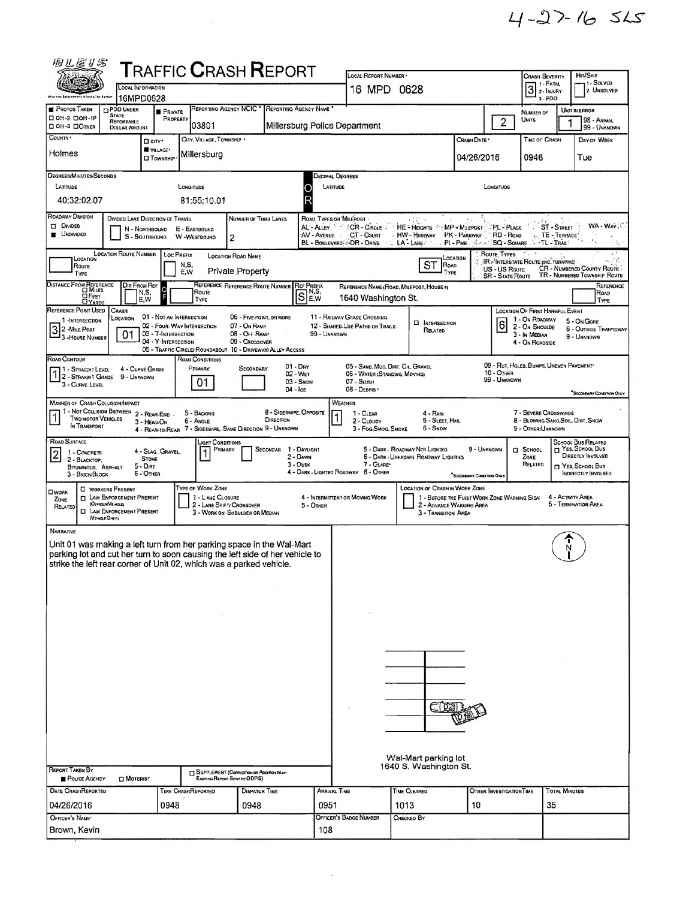4-27-16 SLS

# Traffic Crash Report

| Local Information | Local Report Number | Crash Severity | Hit/Skip |
|---|---|---|---|
| 16MPD0628 | 16 MPD 0628 | 3 (1 - Fatal, 2 - Injury, 3 - PDO) | 1 - Solved, 2 - Unsolved |

| Photos Taken | PDO Under State Reportable Dollar Amount | Private Property | Reporting Agency NCIC | Reporting Agency Name | Number of Units | Unit in Error |
|---|---|---|---|---|---|---|
| OH-2, OH-1P, OH-3, Other | | ■ | 03801 | Millersburg Police Department | 2 | 1 (98 - Animal, 99 - Unknown) |

| County | City, Village, Township | Crash Date | Time of Crash | Day of Week |
|---|---|---|---|---|
| Holmes | ■ Village: Millersburg | 04/26/2016 | 0946 | Tue |

**Degrees/Minutes/Seconds** — Latitude: 40:32:02.07 — Longitude: 81:55:10.01

**Decimal Degrees** — Latitude: — Longitude:

**Roadway Division:** ■ Undivided

**Divided Lane Direction of Travel:** N - Northbound, S - Southbound, E - Eastbound, W - Westbound

**Number of Thru Lanes:** 2

**Road Types or Milepost:** AL - Alley, AV - Avenue, BL - Boulevard, CR - Circle, CT - Court, DR - Drive, HE - Heights, HW - Highway, LA - Lane, MP - Milepost, PK - Parkway, PI - Pike, PL - Place, RD - Road, SQ - Square, ST - Street, TE - Terrace, TL - Trail, WA - Way

**Location Road Name:** Private Property — **Location Road Type:** ST

**Route Types:** IR - Interstate Route (inc. Turnpike), US - US Route, SR - State Route, CR - Numbered County Route, TR - Numbered Township Route

**Reference Ref Prefix:** S — **Reference Name (Road, Milepost, House #):** 1640 Washington St.

**Reference Point Used:** 3 (1 - Intersection, 2 - Mile Post, 3 - House Number)

**Crash Location:** 01 (01 - Not an Intersection, 02 - Four-Way Intersection, 03 - T-Intersection, 04 - Y-Intersection, 05 - Traffic Circle/Roundabout, 06 - Five-Point, or More, 07 - On Ramp, 08 - Off Ramp, 09 - Crossover, 10 - Driveway/Alley Access, 11 - Railway Grade Crossing, 12 - Shared-Use Paths or Trails, 99 - Unknown)

**Intersection Related:** ☐

**Location of First Harmful Event:** 6 (1 - On Roadway, 2 - On Shoulder, 3 - In Median, 4 - On Roadside, 5 - On Gore, 6 - Outside Trafficway, 9 - Unknown)

**Road Contour:** 1 (1 - Straight Level, 2 - Straight Grade, 3 - Curve Level, 4 - Curve Grade, 9 - Unknown)

**Road Conditions:** Primary 01 (01 - Dry, 02 - Wet, 03 - Snow, 04 - Ice, 05 - Sand, Mud, Dirt, Oil, Gravel, 06 - Water (Standing, Moving), 07 - Slush, 08 - Debris, 09 - Rut, Holes, Bumps, Uneven Pavement, 10 - Other, 99 - Unknown)

**Manner of Crash Collision/Impact:** 1 (1 - Not Collision Between Two Motor Vehicles in Transport, 2 - Rear-End, 3 - Head-On, 4 - Rear-to-Rear, 5 - Backing, 6 - Angle, 7 - Sideswipe, Same Direction, 8 - Sideswipe, Opposite Direction, 9 - Unknown)

**Weather:** 1 (1 - Clear, 2 - Cloudy, 3 - Fog, Smog, Smoke, 4 - Rain, 5 - Sleet, Hail, 6 - Snow, 7 - Severe Crosswinds, 8 - Blowing Sand, Soil, Dirt, Snow, 9 - Other/Unknown)

**Road Surface:** 2 (1 - Concrete, 2 - Blacktop, Bituminous, Asphalt, 3 - Brick/Block, 4 - Slag, Gravel, Stone, 5 - Dirt, 6 - Other)

**Light Conditions:** Primary 1 (1 - Daylight, 2 - Dawn, 3 - Dusk, 4 - Dark - Lighted Roadway, 5 - Dark - Roadway Not Lighted, 6 - Dark - Unknown Roadway Lighting, 7 - Glare, 8 - Other, 9 - Unknown)

**School Zone Related:** ☐ — **School Bus Related:** ☐ Yes, School Bus Directly Involved; ☐ Yes, School Bus Indirectly Involved

**Work Zone Related:** ☐ — Workers Present ☐, Law Enforcement Present (Officer/Vehicle) ☐, Law Enforcement Present (Vehicle Only) ☐

**Type of Work Zone:** 1 - Lane Closure, 2 - Lane Shift/Crossover, 3 - Work on Shoulder or Median, 4 - Intermittent or Moving Work, 5 - Other

**Location of Crash in Work Zone:** 1 - Before the First Work Zone Warning Sign, 2 - Advance Warning Area, 3 - Transition Area, 4 - Activity Area, 5 - Termination Area

## Narrative

Unit 01 was making a left turn from her parking space in the Wal-Mart parking lot and cut her turn to soon causing the left side of her vehicle to strike the left rear corner of Unit 02, which was a parked vehicle.

Wal-Mart parking lot
1640 S. Washington St.

**Report Taken By:** ■ Police Agency ☐ Motorist — ☐ Supplement (Correction or Addition to an Existing Report Sent to ODPS)

| Date Crash Reported | Time Crash Reported | Dispatch Time | Arrival Time | Time Cleared | Other Investigation Time | Total Minutes |
|---|---|---|---|---|---|---|
| 04/26/2016 | 0948 | 0948 | 0951 | 1013 | 10 | 35 |

| Officer's Name | Officer's Badge Number | Checked By |
|---|---|---|
| Brown, Kevin | 108 | |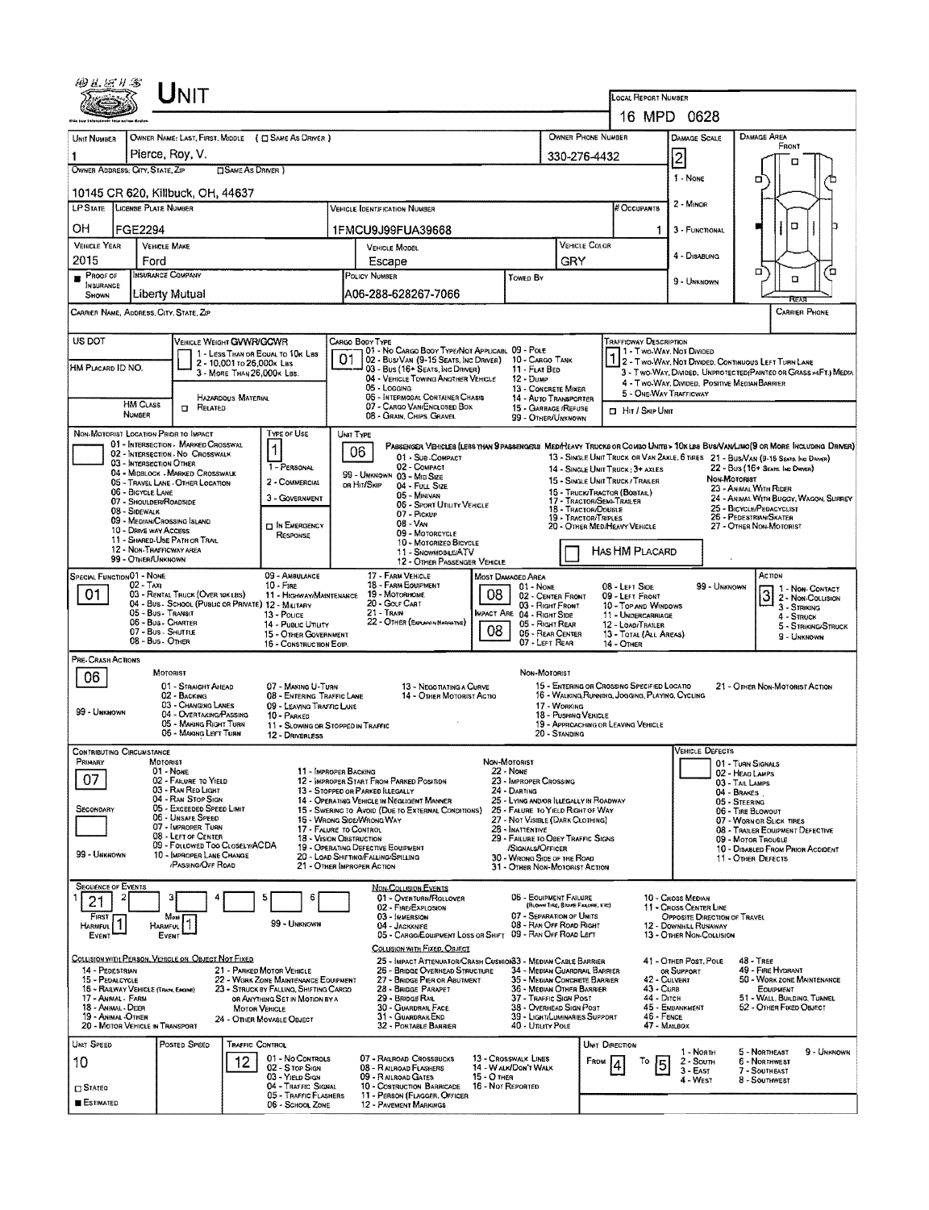# UNIT

**LOCAL REPORT NUMBER:** 16 MPD 0628

| UNIT NUMBER | OWNER NAME: LAST, FIRST, MIDDLE ( ☐ SAME AS DRIVER ) | OWNER PHONE NUMBER | DAMAGE SCALE | DAMAGE AREA |
|---|---|---|---|---|
| 1 | Pierce, Roy, V. | 330-276-4432 | 2 | FRONT |

**OWNER ADDRESS: CITY, STATE, ZIP** ☐ SAME AS DRIVER: 10145 CR 620, Killbuck, OH, 44637

| LP STATE | LICENSE PLATE NUMBER | VEHICLE IDENTIFICATION NUMBER | # OCCUPANTS |
|---|---|---|---|
| OH | FGE2294 | 1FMCU9J99FUA39668 | 1 |

| VEHICLE YEAR | VEHICLE MAKE | VEHICLE MODEL | VEHICLE COLOR |
|---|---|---|---|
| 2015 | Ford | Escape | GRY |

| ■ PROOF OF INSURANCE SHOWN | INSURANCE COMPANY | POLICY NUMBER | TOWED BY |
|---|---|---|---|
| | Liberty Mutual | A06-288-628267-7066 | |

Damage Scale: 1 - NONE; 2 - MINOR; 3 - FUNCTIONAL; 4 - DISABLING; 9 - UNKNOWN

CARRIER NAME, ADDRESS, CITY, STATE, ZIP — CARRIER PHONE

**US DOT** — HM PLACARD ID NO. — HM CLASS NUMBER — ☐ HAZARDOUS MATERIAL RELATED

**VEHICLE WEIGHT GVWR/GCWR:** 1 - LESS THAN OR EQUAL TO 10K LBS; 2 - 10,001 TO 26,000K LBS; 3 - MORE THAN 26,000K LBS.

**CARGO BODY TYPE:** 01
01 - NO CARGO BODY TYPE/NOT APPLICABLE; 02 - BUS/VAN (9-15 SEATS, INC DRIVER); 03 - BUS (16+ SEATS, INC DRIVER); 04 - VEHICLE TOWING ANOTHER VEHICLE; 05 - LOGGING; 06 - INTERMODAL CONTAINER CHASIS; 07 - CARGO VAN/ENCLOSED BOX; 08 - GRAIN, CHIPS, GRAVEL; 09 - POLE; 10 - CARGO TANK; 11 - FLAT BED; 12 - DUMP; 13 - CONCRETE MIXER; 14 - AUTO TRANSPORTER; 15 - GARBAGE/REFUSE; 99 - OTHER/UNKNOWN

**TRAFFICWAY DESCRIPTION:** 1
1 - TWO-WAY, NOT DIVIDED; 2 - TWO-WAY, NOT DIVIDED, CONTINUOUS LEFT TURN LANE; 3 - TWO-WAY, DIVIDED, UNPROTECTED (PAINTED OR GRASS >4FT.) MEDIA; 4 - TWO-WAY, DIVIDED, POSITIVE MEDIAN BARRIER; 5 - ONE-WAY TRAFFICWAY
☐ HIT / SKIP UNIT

**NON-MOTORIST LOCATION PRIOR TO IMPACT:**
01 - INTERSECTION - MARKED CROSSWAL; 02 - INTERSECTION - NO CROSSWALK; 03 - INTERSECTION OTHER; 04 - MIDBLOCK - MARKED CROSSWALK; 05 - TRAVEL LANE - OTHER LOCATION; 06 - BICYCLE LANE; 07 - SHOULDER/ROADSIDE; 08 - SIDEWALK; 09 - MEDIAN/CROSSING ISLAND; 10 - DRIVE WAY ACCESS; 11 - SHARED-USE PATH OR TRAIL; 12 - NON-TRAFFICWAY AREA; 99 - OTHER/UNKNOWN

**TYPE OF USE:** 1
1 - PERSONAL; 2 - COMMERCIAL; 3 - GOVERNMENT; ☐ IN EMERGENCY RESPONSE

**UNIT TYPE:** 06
PASSENGER VEHICLES (LESS THAN 9 PASSENGERS): 01 - SUB-COMPACT; 02 - COMPACT; 99 - UNKNOWN 03 - MID SIZE; OR HIT/SKIP 04 - FULL SIZE; 05 - MINIVAN; 06 - SPORT UTILITY VEHICLE; 07 - PICKUP; 08 - VAN; 09 - MOTORCYCLE; 10 - MOTORIZED BICYCLE; 11 - SNOWMOBILE/ATV; 12 - OTHER PASSENGER VEHICLE
MED/HEAVY TRUCKS OR COMBO UNITS > 10K LBS BUS/VAN/LIMO (9 OR MORE INCLUDING DRIVER): 13 - SINGLE UNIT TRUCK OR VAN 2AXLE, 6 TIRES; 14 - SINGLE UNIT TRUCK: 3+ AXLES; 15 - SINGLE UNIT TRUCK / TRAILER; 16 - TRUCK/TRACTOR (BOBTAIL); 17 - TRACTOR/SEMI-TRAILER; 18 - TRACTOR/DOUBLE; 19 - TRACTOR/TRIPLES; 20 - OTHER MED/HEAVY VEHICLE; 21 - BUS/VAN (9-15 SEATS, INC DRIVER); 22 - BUS (16+ SEATS, INC DRIVER)
NON-MOTORIST: 23 - ANIMAL WITH RIDER; 24 - ANIMAL WITH BUGGY, WAGON, SURREY; 25 - BICYCLE/PEDACYCLIST; 26 - PEDESTRIAN/SKATER; 27 - OTHER NON-MOTORIST
☐ HAS HM PLACARD

**SPECIAL FUNCTION:** 01
01 - NONE; 02 - TAXI; 03 - RENTAL TRUCK (OVER 10K LBS); 04 - BUS - SCHOOL (PUBLIC OR PRIVATE); 05 - BUS - TRANSIT; 06 - BUS - CHARTER; 07 - BUS - SHUTTLE; 08 - BUS - OTHER; 09 - AMBULANCE; 10 - FIRE; 11 - HIGHWAY/MAINTENANCE; 12 - MILITARY; 13 - POLICE; 14 - PUBLIC UTILITY; 15 - OTHER GOVERNMENT; 16 - CONSTRUCTION EQIP.; 17 - FARM VEHICLE; 18 - FARM EQUIPMENT; 19 - MOTORHOME; 20 - GOLF CART; 21 - TRAIN; 22 - OTHER (EXPLAIN IN NARRATIVE)

**MOST DAMAGED AREA:** 08 — **IMPACT ARE:** 08
01 - NONE; 02 - CENTER FRONT; 03 - RIGHT FRONT; 04 - RIGHT SIDE; 05 - RIGHT REAR; 06 - REAR CENTER; 07 - LEFT REAR; 08 - LEFT SIDE; 09 - LEFT FRONT; 10 - TOP AND WINDOWS; 11 - UNDERCARRIAGE; 12 - LOAD/TRAILER; 13 - TOTAL (ALL AREAS); 14 - OTHER; 99 - UNKNOWN

**ACTION:** 3
1 - NON-CONTACT; 2 - NON-COLLISION; 3 - STRIKING; 4 - STRUCK; 5 - STRIKING/STRUCK; 9 - UNKNOWN

**PRE-CRASH ACTIONS:** 06
MOTORIST: 01 - STRAIGHT AHEAD; 02 - BACKING; 03 - CHANGING LANES; 04 - OVERTAKING/PASSING; 05 - MAKING RIGHT TURN; 06 - MAKING LEFT TURN; 07 - MAKING U-TURN; 08 - ENTERING TRAFFIC LANE; 09 - LEAVING TRAFFIC LANE; 10 - PARKED; 11 - SLOWING OR STOPPED IN TRAFFIC; 12 - DRIVERLESS; 13 - NEGOTIATING A CURVE; 14 - OTHER MOTORIST ACTIO; 99 - UNKNOWN
NON-MOTORIST: 15 - ENTERING OR CROSSING SPECIFIED LOCATIO; 16 - WALKING, RUNNING, JOGGING, PLAYING, CYCLING; 17 - WORKING; 18 - PUSHING VEHICLE; 19 - APPROACHING OR LEAVING VEHICLE; 20 - STANDING; 21 - OTHER NON-MOTORIST ACTION

**CONTRIBUTING CIRCUMSTANCE:** PRIMARY: 07 — SECONDARY: (blank)
MOTORIST: 01 - NONE; 02 - FAILURE TO YIELD; 03 - RAN RED LIGHT; 04 - RAN STOP SIGN; 05 - EXCEEDED SPEED LIMIT; 06 - UNSAFE SPEED; 07 - IMPROPER TURN; 08 - LEFT OF CENTER; 09 - FOLLOWED TOO CLOSELY/ACDA; 10 - IMPROPER LANE CHANGE /PASSING/OFF ROAD; 11 - IMPROPER BACKING; 12 - IMPROPER START FROM PARKED POSITION; 13 - STOPPED OR PARKED ILLEGALLY; 14 - OPERATING VEHICLE IN NEGLIGENT MANNER; 15 - SWERING TO AVOID (DUE TO EXTERNAL CONDITIONS); 16 - WRONG SIDE/WRONG WAY; 17 - FALURE TO CONTROL; 18 - VISION OBSTRUCTION; 19 - OPERATING DEFECTIVE EQUIPMENT; 20 - LOAD SHIFTING/FALLING/SPILLING; 21 - OTHER IMPROPER ACTION; 99 - UNKNOWN
NON-MOTORIST: 22 - NONE; 23 - IMPROPER CROSSING; 24 - DARTING; 25 - LYING AND/OR ILLEGALLY IN ROADWAY; 26 - FALURE TO YIELD RIGHT OF WAY; 27 - NOT VISIBLE (DARK CLOTHING); 28 - INATTENTIVE; 29 - FAILURE TO OBEY TRAFFIC SIGNS /SIGNALS/OFFICER; 30 - WRONG SIDE OF THE ROAD; 31 - OTHER NON-MOTORIST ACTION

**VEHICLE DEFECTS:**
01 - TURN SIGNALS; 02 - HEAD LAMPS; 03 - TAIL LAMPS; 04 - BRAKES; 05 - STEERING; 06 - TIRE BLOWOUT; 07 - WORN OR SLICK TIRES; 08 - TRAILER EQUIPMENT DEFECTIVE; 09 - MOTOR TROUBLE; 10 - DISABLED FROM PRIOR ACCIDENT; 11 - OTHER DEFECTS

**SEQUENCE OF EVENTS:** 1: 21; 2: ; 3: ; 4: ; 5: ; 6:
FIRST HARMFUL EVENT: 1 — MOST HARMFUL EVENT: 1 — 99 - UNKNOWN

NON-COLLISION EVENTS: 01 - OVERTURN/ROLLOVER; 02 - FIRE/EXPLOSION; 03 - IMMERSION; 04 - JACKKNIFE; 05 - CARGO/EQUIPMENT LOSS OR SHIFT; 06 - EQUIPMENT FAILURE (BLOWN TIRE, BRAKE FAILURE, ETC); 07 - SEPARATION OF UNITS; 08 - RAN OFF ROAD RIGHT; 09 - RAN OFF ROAD LEFT; 10 - CROSS MEDIAN; 11 - CROSS CENTER LINE OPPOSITE DIRECTION OF TRAVEL; 12 - DOWNHILL RUNAWAY; 13 - OTHER NON-COLLISION

COLLISION WITH PERSON, VEHICLE OR OBJECT NOT FIXED: 14 - PEDESTRIAN; 15 - PEDALCYCLE; 16 - RAILWAY VEHICLE (TRAIN, ENGINE); 17 - ANIMAL - FARM; 18 - ANIMAL - DEER; 19 - ANIMAL - OTHER; 20 - MOTOR VEHICLE IN TRANSPORT; 21 - PARKED MOTOR VEHICLE; 22 - WORK ZONE MAINTENANCE EQUIPMENT; 23 - STRUCK BY FALLING, SHIFTING CARGO OR ANYTHING SET IN MOTION BY A MOTOR VEHICLE; 24 - OTHER MOVABLE OBJECT

COLLISION WITH FIXED, OBJECT: 25 - IMPACT ATTENUATOR/CRASH CUSHION; 26 - BRIDGE OVERHEAD STRUCTURE; 27 - BRIDGE PIER OR ABUTMENT; 28 - BRIDGE PARAPET; 29 - BRIDGE RAIL; 30 - GUARDRAIL FACE; 31 - GUARDRAIL END; 32 - PORTABLE BARRIER; 33 - MEDIAN CABLE BARRIER; 34 - MEDIAN GUARDRAIL BARRIER; 35 - MEDIAN CONCRETE BARRIER; 36 - MEDIAN OTHER BARRIER; 37 - TRAFFIC SIGN POST; 38 - OVERHEAD SIGN POST; 39 - LIGHT/LUMINARIES SUPPORT; 40 - UTILITY POLE; 41 - OTHER POST, POLE OR SUPPORT; 42 - CULVERT; 43 - CURB; 44 - DITCH; 45 - EMBANKMENT; 46 - FENCE; 47 - MAILBOX; 48 - TREE; 49 - FIRE HYDRANT; 50 - WORK ZONE MAINTENANCE EQUIPMENT; 51 - WALL, BUILDING, TUNNEL; 52 - OTHER FIXED OBJECT

| UNIT SPEED | POSTED SPEED | TRAFFIC CONTROL | UNIT DIRECTION |
|---|---|---|---|
| 10 | | 12 | FROM 4 TO 5 |

☐ STATED — ■ ESTIMATED

TRAFFIC CONTROL: 01 - NO CONTROLS; 02 - STOP SIGN; 03 - YIELD SIGN; 04 - TRAFFIC SIGNAL; 05 - TRAFFIC FLASHERS; 06 - SCHOOL ZONE; 07 - RAILROAD CROSSBUCKS; 08 - RAILROAD FLASHERS; 09 - RAILROAD GATES; 10 - COSTRUCTION BARRICADE; 11 - PERSON (FLAGGER, OFFICER); 12 - PAVEMENT MARKINGS; 13 - CROSSWALK LINES; 14 - WALK/DON'T WALK; 15 - OTHER; 16 - NOT REPORTED

UNIT DIRECTION: 1 - NORTH; 2 - SOUTH; 3 - EAST; 4 - WEST; 5 - NORTHEAST; 6 - NORTHWEST; 7 - SOUTHEAST; 8 - SOUTHWEST; 9 - UNKNOWN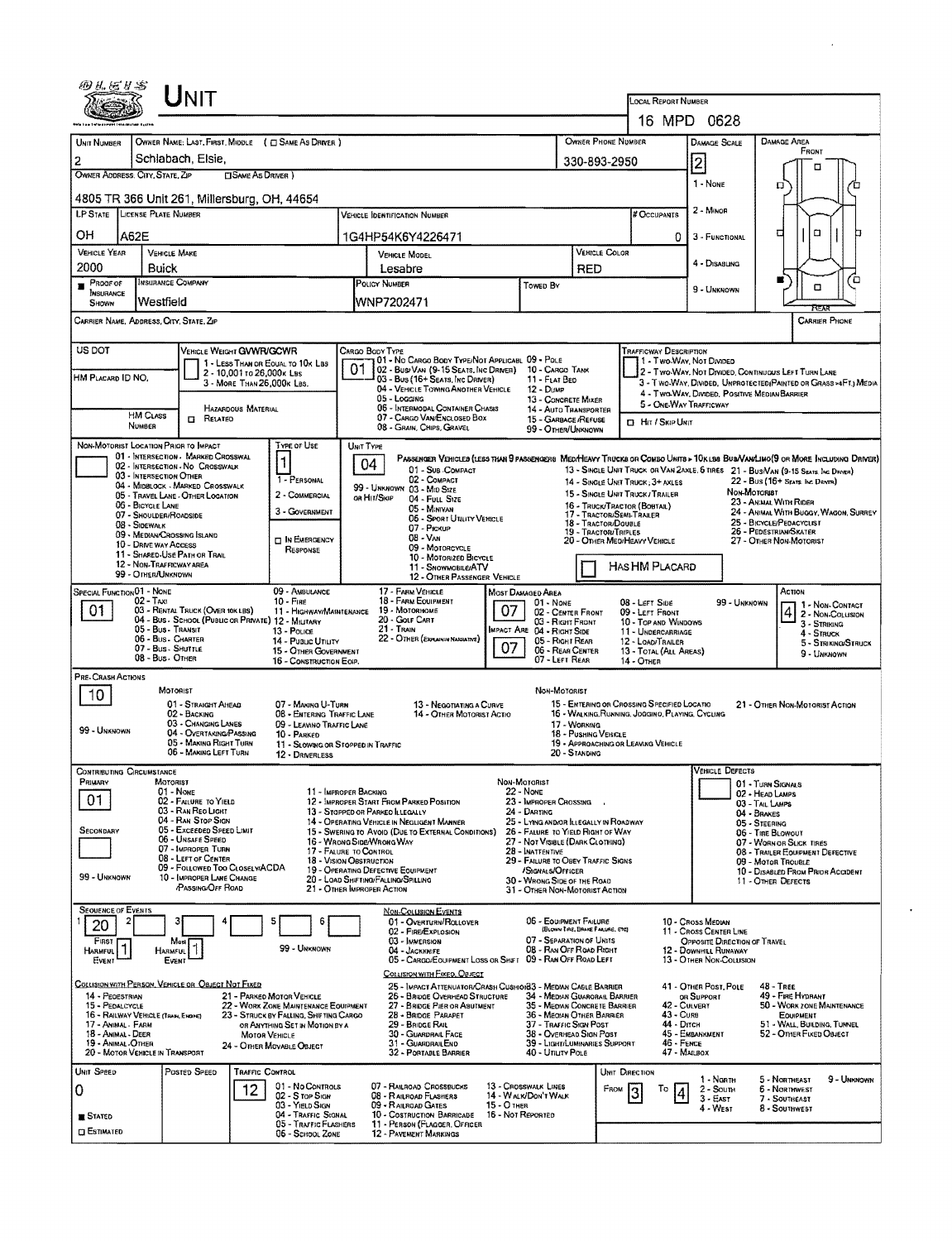# UNIT

**LOCAL REPORT NUMBER:** 16 MPD 0628

| UNIT NUMBER | OWNER NAME: LAST, FIRST, MIDDLE ( ☐ SAME AS DRIVER ) | OWNER PHONE NUMBER | DAMAGE SCALE | DAMAGE AREA |
|---|---|---|---|---|
| 2 | Schlabach, Elsie, | 330-893-2950 | 2 | FRONT / REAR |

**OWNER ADDRESS, CITY, STATE, ZIP** ☐ SAME AS DRIVER )
4805 TR 366 Unit 261, Millersburg, OH, 44654

Damage Scale: 1 - NONE; 2 - MINOR; 3 - FUNCTIONAL; 4 - DISABLING; 9 - UNKNOWN

| LP STATE | LICENSE PLATE NUMBER | VEHICLE IDENTIFICATION NUMBER | # OCCUPANTS |
|---|---|---|---|
| OH | A62E | 1G4HP54K6Y4226471 | 0 |

| VEHICLE YEAR | VEHICLE MAKE | VEHICLE MODEL | VEHICLE COLOR |
|---|---|---|---|
| 2000 | Buick | Lesabre | RED |

| PROOF OF INSURANCE SHOWN | INSURANCE COMPANY | POLICY NUMBER | TOWED BY |
|---|---|---|---|
| ■ | Westfield | WNP7202471 | |

CARRIER NAME, ADDRESS, CITY, STATE, ZIP — CARRIER PHONE

US DOT

VEHICLE WEIGHT GVWR/GCWR: 1 - LESS THAN OR EQUAL TO 10K LBS; 2 - 10,001 TO 26,000K LBS; 3 - MORE THAN 26,000K LBS.

HM PLACARD ID NO.

HM CLASS NUMBER — HAZARDOUS MATERIAL ☐ RELATED

CARGO BODY TYPE: **01**
01 - NO CARGO BODY TYPE/NOT APPLICABLE; 02 - BUS/VAN (9-15 SEATS, INC DRIVER); 03 - BUS (16+ SEATS, INC DRIVER); 04 - VEHICLE TOWING ANOTHER VEHICLE; 05 - LOGGING; 06 - INTERMODAL CONTAINER CHASSIS; 07 - CARGO VAN/ENCLOSED BOX; 08 - GRAIN, CHIPS, GRAVEL; 09 - POLE; 10 - CARGO TANK; 11 - FLAT BED; 12 - DUMP; 13 - CONCRETE MIXER; 14 - AUTO TRANSPORTER; 15 - GARBAGE/REFUSE; 99 - OTHER/UNKNOWN

TRAFFICWAY DESCRIPTION: 1 - TWO-WAY, NOT DIVIDED; 2 - TWO-WAY, NOT DIVIDED, CONTINUOUS LEFT TURN LANE; 3 - TWO-WAY, DIVIDED, UNPROTECTED (PAINTED OR GRASS >4FT.) MEDIA; 4 - TWO-WAY, DIVIDED, POSITIVE MEDIAN BARRIER; 5 - ONE-WAY TRAFFICWAY
☐ HIT / SKIP UNIT

NON-MOTORIST LOCATION PRIOR TO IMPACT: 01 - INTERSECTION - MARKED CROSSWALK; 02 - INTERSECTION - NO CROSSWALK; 03 - INTERSECTION OTHER; 04 - MIDBLOCK - MARKED CROSSWALK; 05 - TRAVEL LANE - OTHER LOCATION; 06 - BICYCLE LANE; 07 - SHOULDER/ROADSIDE; 08 - SIDEWALK; 09 - MEDIAN/CROSSING ISLAND; 10 - DRIVE WAY ACCESS; 11 - SHARED-USE PATH OR TRAIL; 12 - NON-TRAFFICWAY AREA; 99 - OTHER/UNKNOWN

TYPE OF USE: **1** — 1 - PERSONAL; 2 - COMMERCIAL; 3 - GOVERNMENT; ☐ IN EMERGENCY RESPONSE

UNIT TYPE: **04**
PASSENGER VEHICLES (LESS THAN 9 PASSENGERS): 01 - SUB COMPACT; 02 - COMPACT; 99 - UNKNOWN 03 - MID SIZE OR HIT/SKIP; 04 - FULL SIZE; 05 - MINIVAN; 06 - SPORT UTILITY VEHICLE; 07 - PICKUP; 08 - VAN; 09 - MOTORCYCLE; 10 - MOTORIZED BICYCLE; 11 - SNOWMOBILE/ATV; 12 - OTHER PASSENGER VEHICLE
MED/HEAVY TRUCKS OR COMBO UNITS > 10K LBS BUS/VAN/LIMO (9 OR MORE INCLUDING DRIVER): 13 - SINGLE UNIT TRUCK OR VAN 2AXLE, 6 TIRES; 14 - SINGLE UNIT TRUCK; 3+ AXLES; 15 - SINGLE UNIT TRUCK / TRAILER; 16 - TRUCK/TRACTOR (BOBTAIL); 17 - TRACTOR/SEMI-TRAILER; 18 - TRACTOR/DOUBLE; 19 - TRACTOR/TRIPLES; 20 - OTHER MED/HEAVY VEHICLE; 21 - BUS/VAN (9-15 SEATS, INC DRIVER); 22 - BUS (16+ SEATS, INC DRIVER)
NON-MOTORIST: 23 - ANIMAL WITH RIDER; 24 - ANIMAL WITH BUGGY, WAGON, SURREY; 25 - BICYCLE/PEDACYCLIST; 26 - PEDESTRIAN/SKATER; 27 - OTHER NON-MOTORIST
☐ HAS HM PLACARD

SPECIAL FUNCTION: **01**
01 - NONE; 02 - TAXI; 03 - RENTAL TRUCK (OVER 10K LBS); 04 - BUS - SCHOOL (PUBLIC OR PRIVATE); 05 - BUS - TRANSIT; 06 - BUS - CHARTER; 07 - BUS - SHUTTLE; 08 - BUS - OTHER; 09 - AMBULANCE; 10 - FIRE; 11 - HIGHWAY/MAINTENANCE; 12 - MILITARY; 13 - POLICE; 14 - PUBLIC UTILITY; 15 - OTHER GOVERNMENT; 16 - CONSTRUCTION EQIP.; 17 - FARM VEHICLE; 18 - FARM EQUIPMENT; 19 - MOTORHOME; 20 - GOLF CART; 21 - TRAIN; 22 - OTHER (EXPLAIN IN NARRATIVE)

MOST DAMAGED AREA: **07**; IMPACT AREA: **07**
01 - NONE; 02 - CENTER FRONT; 03 - RIGHT FRONT; 04 - RIGHT SIDE; 05 - RIGHT REAR; 06 - REAR CENTER; 07 - LEFT REAR; 08 - LEFT SIDE; 09 - LEFT FRONT; 10 - TOP AND WINDOWS; 11 - UNDERCARRIAGE; 12 - LOAD/TRAILER; 13 - TOTAL (ALL AREAS); 14 - OTHER; 99 - UNKNOWN

ACTION: **4**
1 - NON-CONTACT; 2 - NON-COLLISION; 3 - STRIKING; 4 - STRUCK; 5 - STRIKING/STRUCK; 9 - UNKNOWN

PRE-CRASH ACTIONS: **10**
MOTORIST: 01 - STRAIGHT AHEAD; 02 - BACKING; 03 - CHANGING LANES; 04 - OVERTAKING/PASSING; 05 - MAKING RIGHT TURN; 06 - MAKING LEFT TURN; 07 - MAKING U-TURN; 08 - ENTERING TRAFFIC LANE; 09 - LEAVING TRAFFIC LANE; 10 - PARKED; 11 - SLOWING OR STOPPED IN TRAFFIC; 12 - DRIVERLESS; 13 - NEGOTIATING A CURVE; 14 - OTHER MOTORIST ACTIO; 99 - UNKNOWN
NON-MOTORIST: 15 - ENTERING OR CROSSING SPECIFIED LOCATIO; 16 - WALKING, RUNNING, JOGGING, PLAYING, CYCLING; 17 - WORKING; 18 - PUSHING VEHICLE; 19 - APPROACHING OR LEAVING VEHICLE; 20 - STANDING; 21 - OTHER NON-MOTORIST ACTION

CONTRIBUTING CIRCUMSTANCE: PRIMARY **01**; SECONDARY (blank); 99 - UNKNOWN
MOTORIST: 01 - NONE; 02 - FAILURE TO YIELD; 03 - RAN RED LIGHT; 04 - RAN STOP SIGN; 05 - EXCEEDED SPEED LIMIT; 06 - UNSAFE SPEED; 07 - IMPROPER TURN; 08 - LEFT OF CENTER; 09 - FOLLOWED TOO CLOSELY/ACDA; 10 - IMPROPER LANE CHANGE /PASSING/OFF ROAD; 11 - IMPROPER BACKING; 12 - IMPROPER START FROM PARKED POSITION; 13 - STOPPED OR PARKED ILLEGALLY; 14 - OPERATING VEHICLE IN NEGLIGENT MANNER; 15 - SWERING TO AVOID (DUE TO EXTERNAL CONDITIONS); 16 - WRONG SIDE/WRONG WAY; 17 - FAILURE TO CONTROL; 18 - VISION OBSTRUCTION; 19 - OPERATING DEFECTIVE EQUIPMENT; 20 - LOAD SHIFTING/FALLING/SPILLING; 21 - OTHER IMPROPER ACTION
NON-MOTORIST: 22 - NONE; 23 - IMPROPER CROSSING; 24 - DARTING; 25 - LYING AND/OR ILLEGALLY IN ROADWAY; 26 - FAILURE TO YIELD RIGHT OF WAY; 27 - NOT VISIBLE (DARK CLOTHING); 28 - INATTENTIVE; 29 - FAILURE TO OBEY TRAFFIC SIGNS /SIGNALS/OFFICER; 30 - WRONG SIDE OF THE ROAD; 31 - OTHER NON-MOTORIST ACTION

VEHICLE DEFECTS: 01 - TURN SIGNALS; 02 - HEAD LAMPS; 03 - TAIL LAMPS; 04 - BRAKES; 05 - STEERING; 06 - TIRE BLOWOUT; 07 - WORN OR SLICK TIRES; 08 - TRAILER EQUIPMENT DEFECTIVE; 09 - MOTOR TROUBLE; 10 - DISABLED FROM PRIOR ACCIDENT; 11 - OTHER DEFECTS

SEQUENCE OF EVENTS: 1: **20**; 2; 3; 4; 5; 6
FIRST HARMFUL EVENT: **1**; MOST HARMFUL EVENT: **1**; 99 - UNKNOWN

NON-COLLISION EVENTS: 01 - OVERTURN/ROLLOVER; 02 - FIRE/EXPLOSION; 03 - IMMERSION; 04 - JACKKNIFE; 05 - CARGO/EQUIPMENT LOSS OR SHIFT; 06 - EQUIPMENT FAILURE (BLOWN TIRE, BRAKE FAILURE, ETC); 07 - SEPARATION OF UNITS; 08 - RAN OFF ROAD RIGHT; 09 - RAN OFF ROAD LEFT; 10 - CROSS MEDIAN; 11 - CROSS CENTER LINE OPPOSITE DIRECTION OF TRAVEL; 12 - DOWNHILL RUNAWAY; 13 - OTHER NON-COLLISION

COLLISION WITH PERSON, VEHICLE OR OBJECT NOT FIXED: 14 - PEDESTRIAN; 15 - PEDALCYCLE; 16 - RAILWAY VEHICLE (TRAIN, ENGINE); 17 - ANIMAL - FARM; 18 - ANIMAL - DEER; 19 - ANIMAL - OTHER; 20 - MOTOR VEHICLE IN TRANSPORT; 21 - PARKED MOTOR VEHICLE; 22 - WORK ZONE MAINTENANCE EQUIPMENT; 23 - STRUCK BY FALLING, SHIFTING CARGO OR ANYTHING SET IN MOTION BY A MOTOR VEHICLE; 24 - OTHER MOVABLE OBJECT

COLLISION WITH FIXED, OBJECT: 25 - IMPACT ATTENUATOR/CRASH CUSHION; 26 - BRIDGE OVERHEAD STRUCTURE; 27 - BRIDGE PIER OR ABUTMENT; 28 - BRIDGE PARAPET; 29 - BRIDGE RAIL; 30 - GUARDRAIL FACE; 31 - GUARDRAIL END; 32 - PORTABLE BARRIER; 33 - MEDIAN CABLE BARRIER; 34 - MEDIAN GUARDRAIL BARRIER; 35 - MEDIAN CONCRETE BARRIER; 36 - MEDIAN OTHER BARRIER; 37 - TRAFFIC SIGN POST; 38 - OVERHEAD SIGN POST; 39 - LIGHT/LUMINARIES SUPPORT; 40 - UTILITY POLE; 41 - OTHER POST, POLE OR SUPPORT; 42 - CULVERT; 43 - CURB; 44 - DITCH; 45 - EMBANKMENT; 46 - FENCE; 47 - MAILBOX; 48 - TREE; 49 - FIRE HYDRANT; 50 - WORK ZONE MAINTENANCE EQUIPMENT; 51 - WALL, BUILDING, TUNNEL; 52 - OTHER FIXED OBJECT

| UNIT SPEED | POSTED SPEED | TRAFFIC CONTROL | UNIT DIRECTION |
|---|---|---|---|
| 0 | | 12 | FROM 3 TO 4 |

■ STATED ☐ ESTIMATED

TRAFFIC CONTROL: 01 - NO CONTROLS; 02 - STOP SIGN; 03 - YIELD SIGN; 04 - TRAFFIC SIGNAL; 05 - TRAFFIC FLASHERS; 06 - SCHOOL ZONE; 07 - RAILROAD CROSSBUCKS; 08 - RAILROAD FLASHERS; 09 - RAILROAD GATES; 10 - COSTRUCTION BARRICADE; 11 - PERSON (FLAGGER, OFFICER); 12 - PAVEMENT MARKINGS; 13 - CROSSWALK LINES; 14 - WALK/DON'T WALK; 15 - OTHER; 16 - NOT REPORTED

UNIT DIRECTION: 1 - NORTH; 2 - SOUTH; 3 - EAST; 4 - WEST; 5 - NORTHEAST; 6 - NORTHWEST; 7 - SOUTHEAST; 8 - SOUTHWEST; 9 - UNKNOWN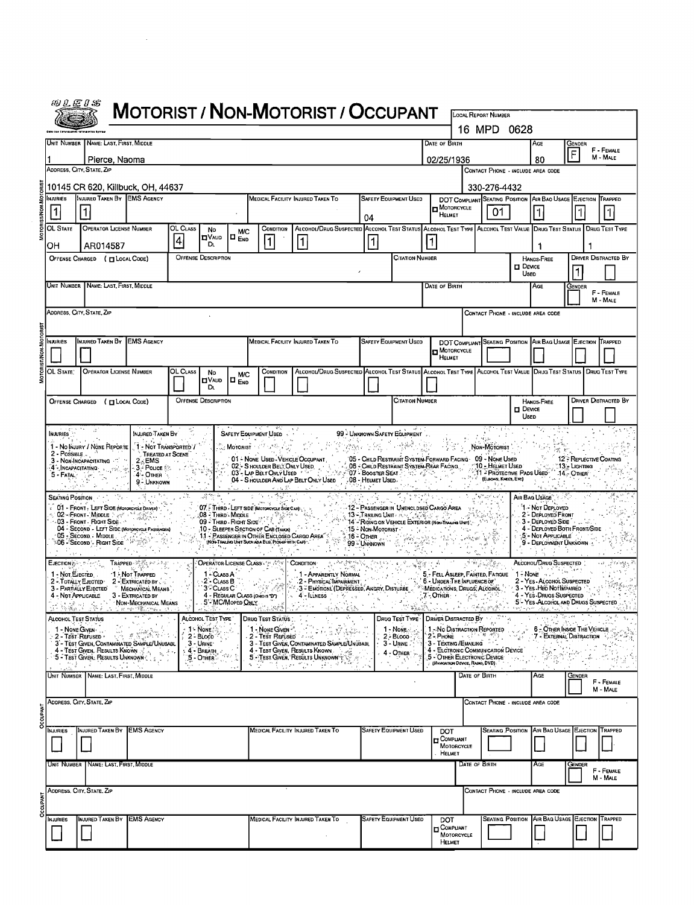# MOTORIST / NON-MOTORIST / OCCUPANT

OLEIS — Ohio Law Enforcement Information System

**Local Report Number:** 16 MPD 0628

## Motorist / Non-Motorist

| Unit Number | Name: Last, First, Middle | Date of Birth | Age | Gender |
|---|---|---|---|---|
| 1 | Pierce, Naoma | 02/25/1936 | 80 | F |

| Address, City, State, Zip | Contact Phone - Include Area Code |
|---|---|
| 10145 CR 620, Killbuck, OH, 44637 | 330-276-4432 |

| Injuries | Injured Taken By | EMS Agency | Medical Facility Injured Taken To | Safety Equipment Used | DOT Compliant Motorcycle Helmet | Seating Position | Air Bag Usage | Ejection | Trapped |
|---|---|---|---|---|---|---|---|---|---|
| 1 | 1 | | | 04 | | 01 | 1 | 1 | 1 |

| OL State | Operator License Number | OL Class | No Valid DL | M/C End | Condition | Alcohol/Drug Suspected | Alcohol Test Status | Alcohol Test Type | Alcohol Test Value | Drug Test Status | Drug Test Type |
|---|---|---|---|---|---|---|---|---|---|---|---|
| OH | AR014587 | 4 | | | 1 | 1 | 1 | 1 | | 1 | 1 |

| Offense Charged (☐ Local Code) | Offense Description | Citation Number | Hands-Free ☐ Device Used | Driver Distracted By |
|---|---|---|---|---|
| | | | | 1 |

| Unit Number | Name: Last, First, Middle | Date of Birth | Age | Gender (F - Female, M - Male) |
|---|---|---|---|---|
| | | | | |

| Address, City, State, Zip | Contact Phone - Include Area Code |
|---|---|
| | |

| Injuries | Injured Taken By | EMS Agency | Medical Facility Injured Taken To | Safety Equipment Used | DOT Compliant Motorcycle Helmet | Seating Position | Air Bag Usage | Ejection | Trapped |
|---|---|---|---|---|---|---|---|---|---|
| | | | | | | | | | |

| OL State | Operator License Number | OL Class | No Valid DL | M/C End | Condition | Alcohol/Drug Suspected | Alcohol Test Status | Alcohol Test Type | Alcohol Test Value | Drug Test Status | Drug Test Type |
|---|---|---|---|---|---|---|---|---|---|---|---|
| | | | | | | | | | | | |

| Offense Charged (☐ Local Code) | Offense Description | Citation Number | Hands-Free ☐ Device Used | Driver Distracted By |
|---|---|---|---|---|
| | | | | |

## Codes

**Injuries:** 1 - No Injury / None Reported; 2 - Possible; 3 - Non-Incapacitating; 4 - Incapacitating; 5 - Fatal

**Injured Taken By:** 1 - Not Transported / Treated at Scene; 2 - EMS; 3 - Police; 4 - Other; 9 - Unknown

**Safety Equipment Used:** 99 - Unknown Safety Equipment

- Motorist: 01 - None Used - Vehicle Occupant; 02 - Shoulder Belt Only Used; 03 - Lap Belt Only Used; 04 - Shoulder and Lap Belt Only Used; 05 - Child Restraint System-Forward Facing; 06 - Child Restraint System-Rear Facing; 07 - Booster Seat; 08 - Helmet Used
- Non-Motorist: 09 - None Used; 10 - Helmet Used; 11 - Protective Pads Used (Elbows, Knees, Etc); 12 - Reflective Coating; 13 - Lighting; 14 - Other

**Seating Position:** 01 - Front - Left Side (Motorcycle Driver); 02 - Front - Middle; 03 - Front - Right Side; 04 - Second - Left Side (Motorcycle Passenger); 05 - Second - Middle; 06 - Second - Right Side; 07 - Third - Left Side (Motorcycle Side Car); 08 - Third - Middle; 09 - Third - Right Side; 10 - Sleeper Section of Cab (Truck); 11 - Passenger in Other Enclosed Cargo Area (Non-Trailing Unit Such as a Bus, Pickup with Cap); 12 - Passenger in Unenclosed Cargo Area; 13 - Trailing Unit; 14 - Riding on Vehicle Exterior (Non-Trailing Unit); 15 - Non-Motorist; 16 - Other; 99 - Unknown

**Air Bag Usage:** 1 - Not Deployed; 2 - Deployed Front; 3 - Deployed Side; 4 - Deployed Both Front/Side; 5 - Not Applicable; 9 - Deployment Unknown

**Ejection:** 1 - Not Ejected; 2 - Totally Ejected; 3 - Partially Ejected; 4 - Not Applicable

**Trapped:** 1 - Not Trapped; 2 - Extricated by Mechanical Means; 3 - Extricated by Non-Mechanical Means

**Operator License Class:** 1 - Class A; 2 - Class B; 3 - Class C; 4 - Regular Class (Ohio is "D"); 5 - M/C Moped Only

**Condition:** 1 - Apparently Normal; 2 - Physical Impairment; 3 - Emotional (Depressed, Angry, Disturbed); 4 - Illness; 5 - Fell Asleep, Fainted, Fatigue; 6 - Under the Influence of Medications, Drugs, Alcohol; 7 - Other

**Alcohol/Drug Suspected:** 1 - None; 2 - Yes - Alcohol Suspected; 3 - Yes - HBD Not Impaired; 4 - Yes - Drugs Suspected; 5 - Yes - Alcohol and Drugs Suspected

**Alcohol Test Status:** 1 - None Given; 2 - Test Refused; 3 - Test Given, Contaminated Sample/Unusable; 4 - Test Given, Results Known; 5 - Test Given, Results Unknown

**Alcohol Test Type:** 1 - None; 2 - Blood; 3 - Urine; 4 - Breath; 5 - Other

**Drug Test Status:** 1 - None Given; 2 - Test Refused; 3 - Test Given, Contaminated Sample/Unusable; 4 - Test Given, Results Known; 5 - Test Given, Results Unknown

**Drug Test Type:** 1 - None; 2 - Blood; 3 - Urine; 4 - Other

**Driver Distracted By:** 1 - No Distraction Reported; 2 - Phone; 3 - Texting/Emailing; 4 - Electronic Communication Device; 5 - Other Electronic Device (Navigation Device, Radio, DVD); 6 - Other Inside the Vehicle; 7 - External Distraction

## Occupant

| Unit Number | Name: Last, First, Middle | Date of Birth | Age | Gender (F - Female, M - Male) |
|---|---|---|---|---|
| | | | | |

| Address, City, State, Zip | Contact Phone - Include Area Code |
|---|---|
| | |

| Injuries | Injured Taken By | EMS Agency | Medical Facility Injured Taken To | Safety Equipment Used | DOT Compliant Motorcycle Helmet | Seating Position | Air Bag Usage | Ejection | Trapped |
|---|---|---|---|---|---|---|---|---|---|
| | | | | | | | | | |

| Unit Number | Name: Last, First, Middle | Date of Birth | Age | Gender (F - Female, M - Male) |
|---|---|---|---|---|
| | | | | |

| Address, City, State, Zip | Contact Phone - Include Area Code |
|---|---|
| | |

| Injuries | Injured Taken By | EMS Agency | Medical Facility Injured Taken To | Safety Equipment Used | DOT Compliant Motorcycle Helmet | Seating Position | Air Bag Usage | Ejection | Trapped |
|---|---|---|---|---|---|---|---|---|---|
| | | | | | | | | | |